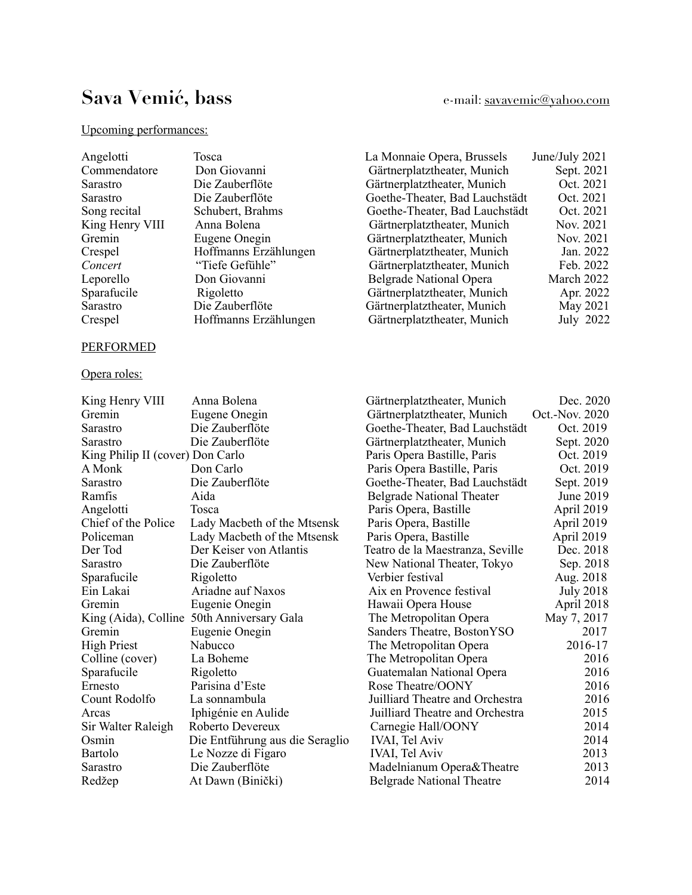# Sava Vemić, bass

e-mail: savavemic@yahoo.com

Upcoming performances:

| | | | |
|---|---|---|---|
| Angelotti | Tosca | La Monnaie Opera, Brussels | June/July 2021 |
| Commendatore | Don Giovanni | Gärtnerplatztheater, Munich | Sept. 2021 |
| Sarastro | Die Zauberflöte | Gärtnerplatztheater, Munich | Oct. 2021 |
| Sarastro | Die Zauberflöte | Goethe-Theater, Bad Lauchstädt | Oct. 2021 |
| Song recital | Schubert, Brahms | Goethe-Theater, Bad Lauchstädt | Oct. 2021 |
| King Henry VIII | Anna Bolena | Gärtnerplatztheater, Munich | Nov. 2021 |
| Gremin | Eugene Onegin | Gärtnerplatztheater, Munich | Nov. 2021 |
| Crespel | Hoffmanns Erzählungen | Gärtnerplatztheater, Munich | Jan. 2022 |
| *Concert* | "Tiefe Gefühle" | Gärtnerplatztheater, Munich | Feb. 2022 |
| Leporello | Don Giovanni | Belgrade National Opera | March 2022 |
| Sparafucile | Rigoletto | Gärtnerplatztheater, Munich | Apr. 2022 |
| Sarastro | Die Zauberflöte | Gärtnerplatztheater, Munich | May 2021 |
| Crespel | Hoffmanns Erzählungen | Gärtnerplatztheater, Munich | July 2022 |

PERFORMED

Opera roles:

| | | | |
|---|---|---|---|
| King Henry VIII | Anna Bolena | Gärtnerplatztheater, Munich | Dec. 2020 |
| Gremin | Eugene Onegin | Gärtnerplatztheater, Munich | Oct.-Nov. 2020 |
| Sarastro | Die Zauberflöte | Goethe-Theater, Bad Lauchstädt | Oct. 2019 |
| Sarastro | Die Zauberflöte | Gärtnerplatztheater, Munich | Sept. 2020 |
| King Philip II (cover) | Don Carlo | Paris Opera Bastille, Paris | Oct. 2019 |
| A Monk | Don Carlo | Paris Opera Bastille, Paris | Oct. 2019 |
| Sarastro | Die Zauberflöte | Goethe-Theater, Bad Lauchstädt | Sept. 2019 |
| Ramfis | Aida | Belgrade National Theater | June 2019 |
| Angelotti | Tosca | Paris Opera, Bastille | April 2019 |
| Chief of the Police | Lady Macbeth of the Mtsensk | Paris Opera, Bastille | April 2019 |
| Policeman | Lady Macbeth of the Mtsensk | Paris Opera, Bastille | April 2019 |
| Der Tod | Der Keiser von Atlantis | Teatro de la Maestranza, Seville | Dec. 2018 |
| Sarastro | Die Zauberflöte | New National Theater, Tokyo | Sep. 2018 |
| Sparafucile | Rigoletto | Verbier festival | Aug. 2018 |
| Ein Lakai | Ariadne auf Naxos | Aix en Provence festival | July 2018 |
| Gremin | Eugene Onegin | Hawaii Opera House | April 2018 |
| King (Aida), Colline | 50th Anniversary Gala | The Metropolitan Opera | May 7, 2017 |
| Gremin | Eugenie Onegin | Sanders Theatre, BostonYSO | 2017 |
| High Priest | Nabucco | The Metropolitan Opera | 2016-17 |
| Colline (cover) | La Boheme | The Metropolitan Opera | 2016 |
| Sparafucile | Rigoletto | Guatemalan National Opera | 2016 |
| Ernesto | Parisina d'Este | Rose Theatre/OONY | 2016 |
| Count Rodolfo | La sonnambula | Juilliard Theatre and Orchestra | 2016 |
| Arcas | Iphigénie en Aulide | Juilliard Theatre and Orchestra | 2015 |
| Sir Walter Raleigh | Roberto Devereux | Carnegie Hall/OONY | 2014 |
| Osmin | Die Entführung aus die Seraglio | IVAI, Tel Aviv | 2014 |
| Bartolo | Le Nozze di Figaro | IVAI, Tel Aviv | 2013 |
| Sarastro | Die Zauberflöte | Madelnianum Opera&Theatre | 2013 |
| Redžep | At Dawn (Binički) | Belgrade National Theatre | 2014 |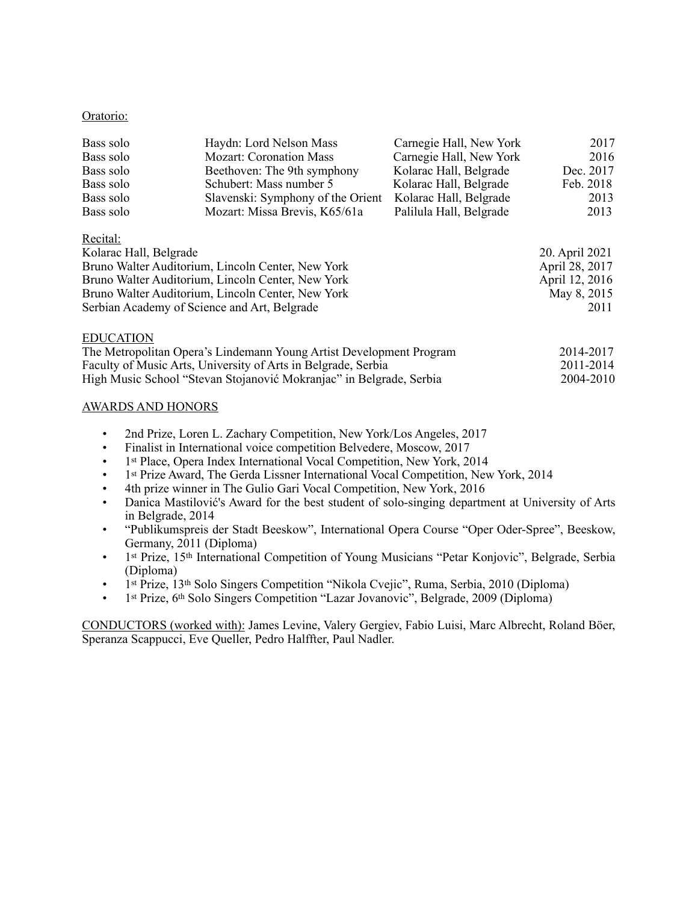Oratorio:

| | | | |
|---|---|---|---|
| Bass solo | Haydn: Lord Nelson Mass | Carnegie Hall, New York | 2017 |
| Bass solo | Mozart: Coronation Mass | Carnegie Hall, New York | 2016 |
| Bass solo | Beethoven: The 9th symphony | Kolarac Hall, Belgrade | Dec. 2017 |
| Bass solo | Schubert: Mass number 5 | Kolarac Hall, Belgrade | Feb. 2018 |
| Bass solo | Slavenski: Symphony of the Orient | Kolarac Hall, Belgrade | 2013 |
| Bass solo | Mozart: Missa Brevis, K65/61a | Palilula Hall, Belgrade | 2013 |

Recital:

| | |
|---|---|
| Kolarac Hall, Belgrade | 20. April 2021 |
| Bruno Walter Auditorium, Lincoln Center, New York | April 28, 2017 |
| Bruno Walter Auditorium, Lincoln Center, New York | April 12, 2016 |
| Bruno Walter Auditorium, Lincoln Center, New York | May 8, 2015 |
| Serbian Academy of Science and Art, Belgrade | 2011 |

EDUCATION

| | |
|---|---|
| The Metropolitan Opera's Lindemann Young Artist Development Program | 2014-2017 |
| Faculty of Music Arts, University of Arts in Belgrade, Serbia | 2011-2014 |
| High Music School "Stevan Stojanović Mokranjac" in Belgrade, Serbia | 2004-2010 |

AWARDS AND HONORS

- 2nd Prize, Loren L. Zachary Competition, New York/Los Angeles, 2017
- Finalist in International voice competition Belvedere, Moscow, 2017
- 1st Place, Opera Index International Vocal Competition, New York, 2014
- 1st Prize Award, The Gerda Lissner International Vocal Competition, New York, 2014
- 4th prize winner in The Gulio Gari Vocal Competition, New York, 2016
- Danica Mastilović's Award for the best student of solo-singing department at University of Arts in Belgrade, 2014
- "Publikumspreis der Stadt Beeskow", International Opera Course "Oper Oder-Spree", Beeskow, Germany, 2011 (Diploma)
- 1st Prize, 15th International Competition of Young Musicians "Petar Konjovic", Belgrade, Serbia (Diploma)
- 1st Prize, 13th Solo Singers Competition "Nikola Cvejic", Ruma, Serbia, 2010 (Diploma)
- 1st Prize, 6th Solo Singers Competition "Lazar Jovanovic", Belgrade, 2009 (Diploma)

CONDUCTORS (worked with): James Levine, Valery Gergiev, Fabio Luisi, Marc Albrecht, Roland Böer, Speranza Scappucci, Eve Queller, Pedro Halffter, Paul Nadler.